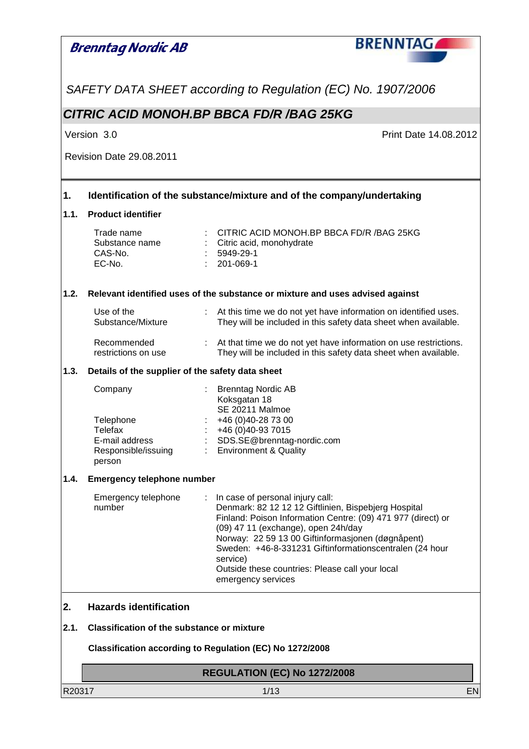**Brenntag Nordic AB**

*SAFETY DATA SHEET according to Regulation (EC) No. 1907/2006*

## *CITRIC ACID MONOH.BP BBCA FD/R /BAG 25KG*

Version 3.0

Print Date 14.08.2012

Revision Date 29.08.2011

## 1. Identification of the substance/mixture and of the company/undertaking

### 1.1. Product identifier

| | | |
|---|---|---|
| Trade name | : | CITRIC ACID MONOH.BP BBCA FD/R /BAG 25KG |
| Substance name | : | Citric acid, monohydrate |
| CAS-No. | : | 5949-29-1 |
| EC-No. | : | 201-069-1 |

### 1.2. Relevant identified uses of the substance or mixture and uses advised against

| | | |
|---|---|---|
| Use of the Substance/Mixture | : | At this time we do not yet have information on identified uses. They will be included in this safety data sheet when available. |
| Recommended restrictions on use | : | At that time we do not yet have information on use restrictions. They will be included in this safety data sheet when available. |

### 1.3. Details of the supplier of the safety data sheet

| | | |
|---|---|---|
| Company | : | Brenntag Nordic AB<br>Koksgatan 18<br>SE 20211 Malmoe |
| Telephone | : | +46 (0)40-28 73 00 |
| Telefax | : | +46 (0)40-93 7015 |
| E-mail address | : | SDS.SE@brenntag-nordic.com |
| Responsible/issuing person | : | Environment & Quality |

### 1.4. Emergency telephone number

| | | |
|---|---|---|
| Emergency telephone number | : | In case of personal injury call:<br>Denmark: 82 12 12 12 Giftlinien, Bispebjerg Hospital<br>Finland: Poison Information Centre: (09) 471 977 (direct) or (09) 47 11 (exchange), open 24h/day<br>Norway: 22 59 13 00 Giftinformasjonen (døgnåpent)<br>Sweden: +46-8-331231 Giftinformationscentralen (24 hour service)<br>Outside these countries: Please call your local emergency services |

## 2. Hazards identification

### 2.1. Classification of the substance or mixture

**Classification according to Regulation (EC) No 1272/2008**

| REGULATION (EC) No 1272/2008 |
|---|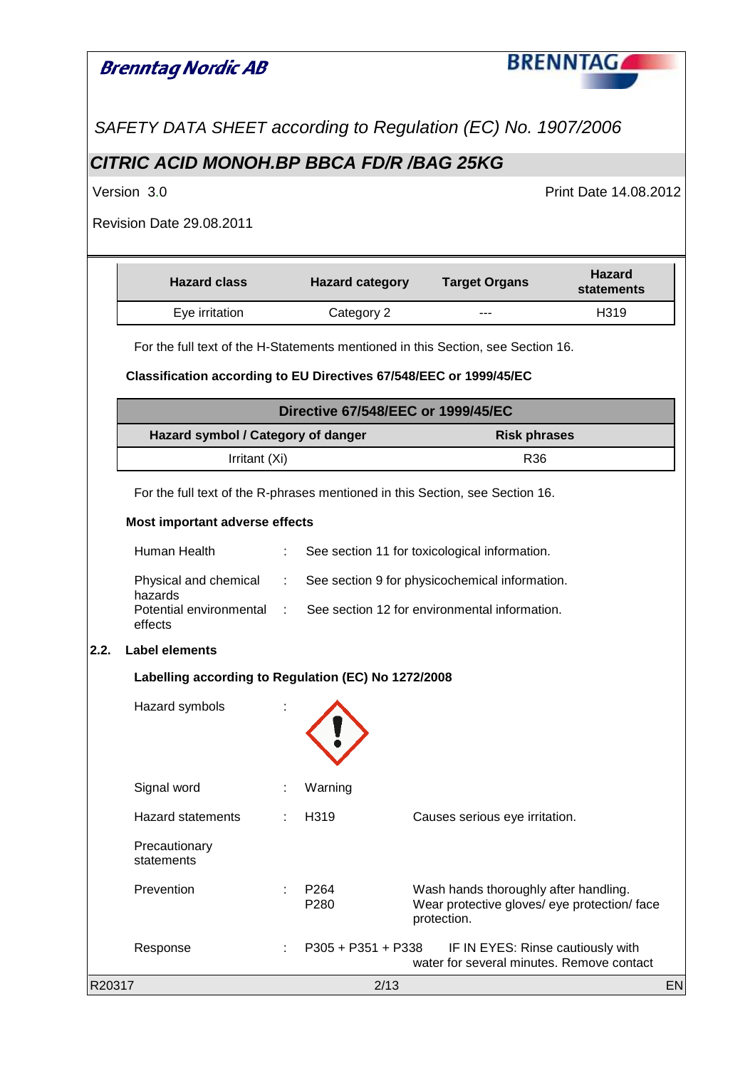| Hazard class | Hazard category | Target Organs | Hazard statements |
| --- | --- | --- | --- |
| Eye irritation | Category 2 | --- | H319 |

For the full text of the H-Statements mentioned in this Section, see Section 16.

**Classification according to EU Directives 67/548/EEC or 1999/45/EC**

| Directive 67/548/EEC or 1999/45/EC | |
| --- | --- |
| **Hazard symbol / Category of danger** | **Risk phrases** |
| Irritant (Xi) | R36 |

For the full text of the R-phrases mentioned in this Section, see Section 16.

**Most important adverse effects**

Human Health : See section 11 for toxicological information.

Physical and chemical hazards : See section 9 for physicochemical information.

Potential environmental effects : See section 12 for environmental information.

**2.2. Label elements**

**Labelling according to Regulation (EC) No 1272/2008**

Hazard symbols :

Signal word : Warning

Hazard statements : H319 Causes serious eye irritation.

Precautionary statements

Prevention : P264 Wash hands thoroughly after handling.
P280 Wear protective gloves/ eye protection/ face protection.

Response : P305 + P351 + P338 IF IN EYES: Rinse cautiously with water for several minutes. Remove contact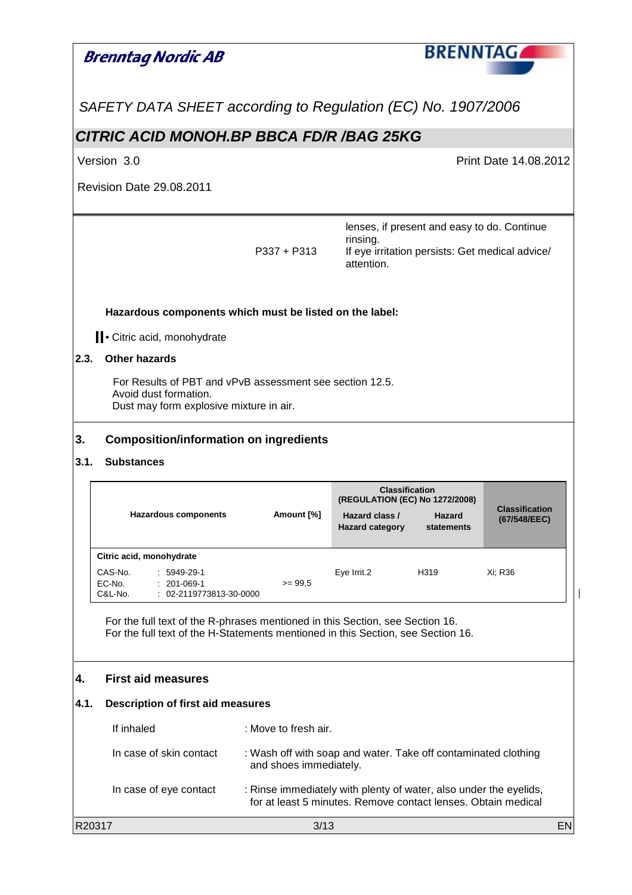| | |
|---|---|
| | lenses, if present and easy to do. Continue rinsing. |
| P337 + P313 | If eye irritation persists: Get medical advice/ attention. |

**Hazardous components which must be listed on the label:**

• Citric acid, monohydrate

## 2.3. Other hazards

For Results of PBT and vPvB assessment see section 12.5.
Avoid dust formation.
Dust may form explosive mixture in air.

## 3. Composition/information on ingredients

### 3.1. Substances

| Hazardous components | Amount [%] | Classification (REGULATION (EC) No 1272/2008) | | Classification (67/548/EEC) |
|---|---|---|---|---|
| | | Hazard class / Hazard category | Hazard statements | |
| **Citric acid, monohydrate** | | | | |
| CAS-No. : 5949-29-1<br>EC-No. : 201-069-1<br>C&L-No. : 02-2119773813-30-0000 | >= 99,5 | Eye Irrit.2 | H319 | Xi; R36 |

For the full text of the R-phrases mentioned in this Section, see Section 16.
For the full text of the H-Statements mentioned in this Section, see Section 16.

## 4. First aid measures

### 4.1. Description of first aid measures

If inhaled : Move to fresh air.

In case of skin contact : Wash off with soap and water. Take off contaminated clothing and shoes immediately.

In case of eye contact : Rinse immediately with plenty of water, also under the eyelids, for at least 5 minutes. Remove contact lenses. Obtain medical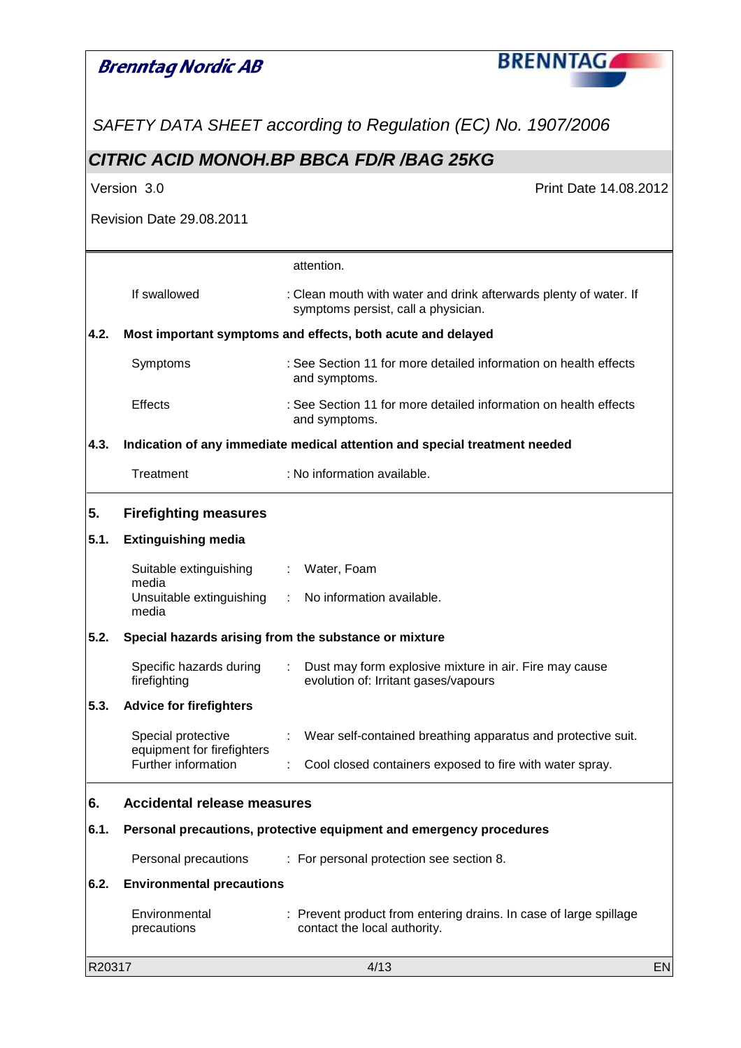attention.

If swallowed : Clean mouth with water and drink afterwards plenty of water. If symptoms persist, call a physician.

## 4.2. Most important symptoms and effects, both acute and delayed

Symptoms : See Section 11 for more detailed information on health effects and symptoms.

Effects : See Section 11 for more detailed information on health effects and symptoms.

## 4.3. Indication of any immediate medical attention and special treatment needed

Treatment : No information available.

# 5. Firefighting measures

## 5.1. Extinguishing media

Suitable extinguishing media : Water, Foam

Unsuitable extinguishing media : No information available.

## 5.2. Special hazards arising from the substance or mixture

Specific hazards during firefighting : Dust may form explosive mixture in air. Fire may cause evolution of: Irritant gases/vapours

## 5.3. Advice for firefighters

Special protective equipment for firefighters : Wear self-contained breathing apparatus and protective suit.

Further information : Cool closed containers exposed to fire with water spray.

# 6. Accidental release measures

## 6.1. Personal precautions, protective equipment and emergency procedures

Personal precautions : For personal protection see section 8.

## 6.2. Environmental precautions

Environmental precautions : Prevent product from entering drains. In case of large spillage contact the local authority.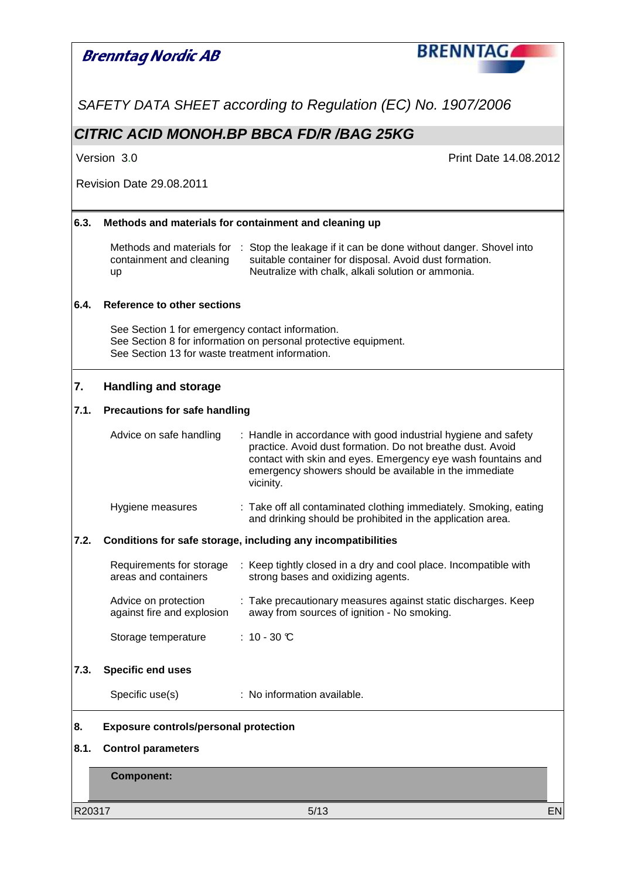### 6.3. Methods and materials for containment and cleaning up

| | |
|---|---|
| Methods and materials for containment and cleaning up | : Stop the leakage if it can be done without danger. Shovel into suitable container for disposal. Avoid dust formation. Neutralize with chalk, alkali solution or ammonia. |

### 6.4. Reference to other sections

See Section 1 for emergency contact information.
See Section 8 for information on personal protective equipment.
See Section 13 for waste treatment information.

## 7. Handling and storage

### 7.1. Precautions for safe handling

| | |
|---|---|
| Advice on safe handling | : Handle in accordance with good industrial hygiene and safety practice. Avoid dust formation. Do not breathe dust. Avoid contact with skin and eyes. Emergency eye wash fountains and emergency showers should be available in the immediate vicinity. |
| Hygiene measures | : Take off all contaminated clothing immediately. Smoking, eating and drinking should be prohibited in the application area. |

### 7.2. Conditions for safe storage, including any incompatibilities

| | |
|---|---|
| Requirements for storage areas and containers | : Keep tightly closed in a dry and cool place. Incompatible with strong bases and oxidizing agents. |
| Advice on protection against fire and explosion | : Take precautionary measures against static discharges. Keep away from sources of ignition - No smoking. |
| Storage temperature | : 10 - 30 °C |

### 7.3. Specific end uses

| | |
|---|---|
| Specific use(s) | : No information available. |

## 8. Exposure controls/personal protection

### 8.1. Control parameters

**Component:**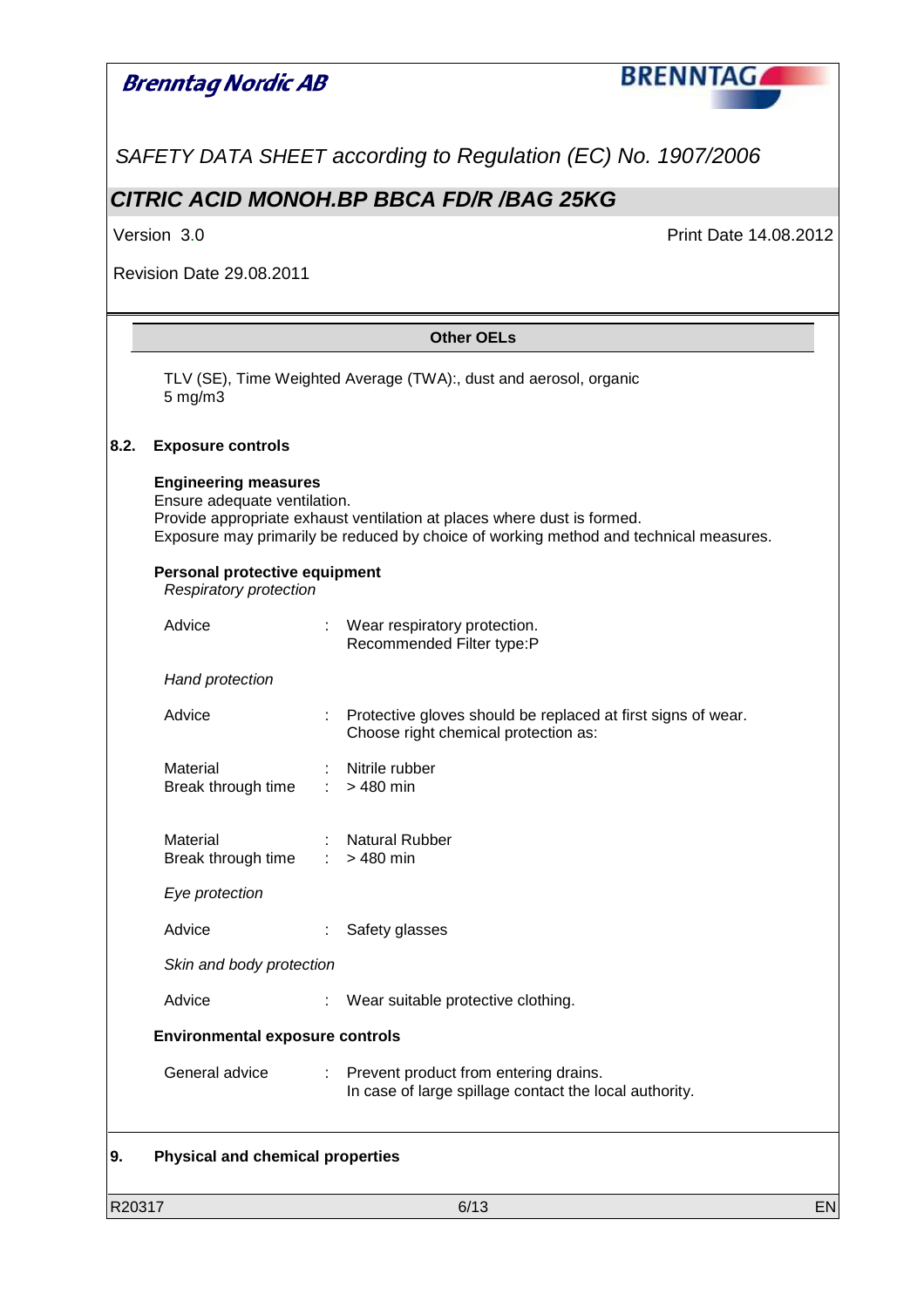**Other OELs**

TLV (SE), Time Weighted Average (TWA):, dust and aerosol, organic
5 mg/m3

## 8.2. Exposure controls

**Engineering measures**
Ensure adequate ventilation.
Provide appropriate exhaust ventilation at places where dust is formed.
Exposure may primarily be reduced by choice of working method and technical measures.

**Personal protective equipment**

*Respiratory protection*

Advice : Wear respiratory protection.
Recommended Filter type:P

*Hand protection*

Advice : Protective gloves should be replaced at first signs of wear.
Choose right chemical protection as:

Material : Nitrile rubber
Break through time : > 480 min

Material : Natural Rubber
Break through time : > 480 min

*Eye protection*

Advice : Safety glasses

*Skin and body protection*

Advice : Wear suitable protective clothing.

**Environmental exposure controls**

General advice : Prevent product from entering drains.
In case of large spillage contact the local authority.

## 9. Physical and chemical properties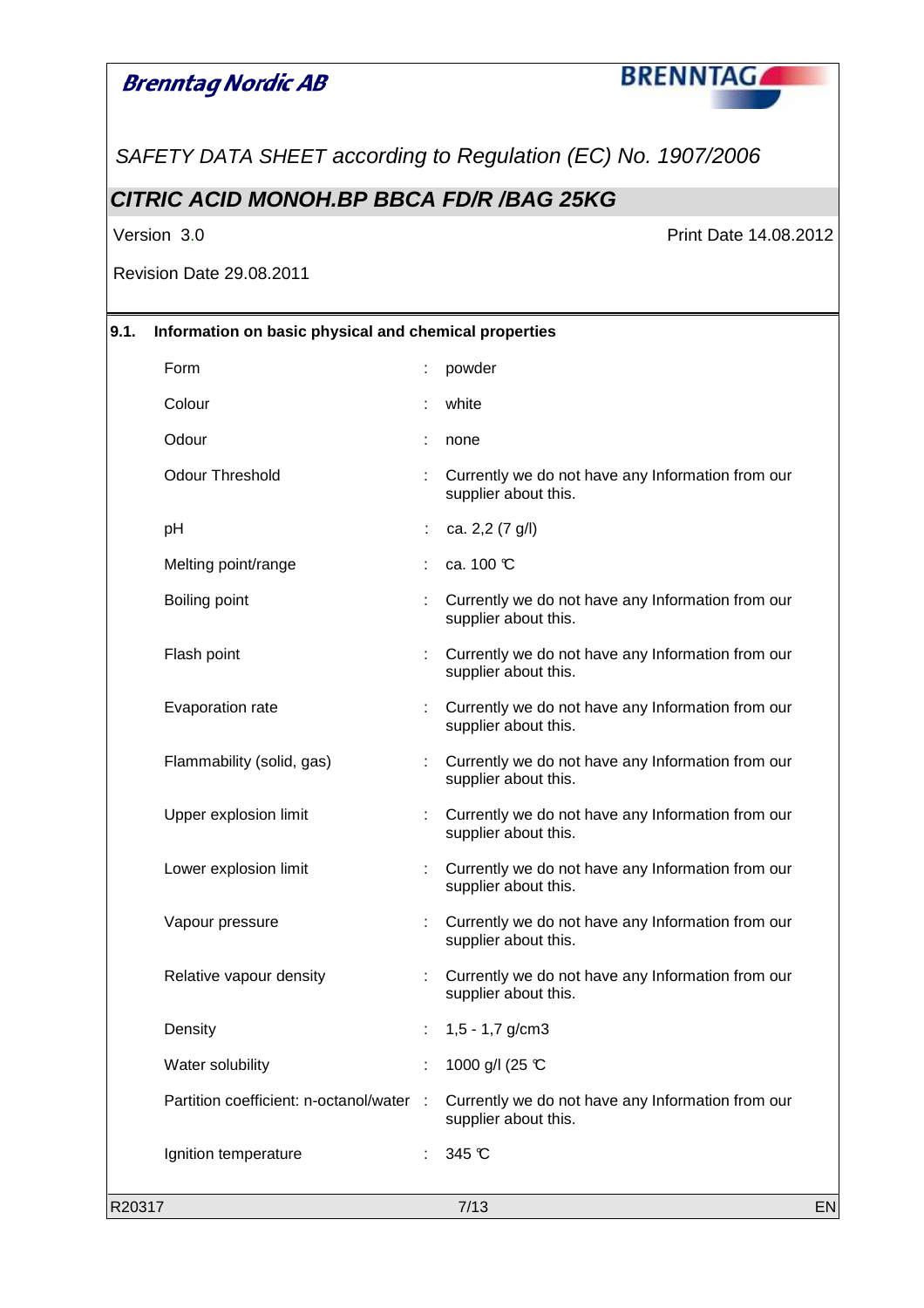## 9.1. Information on basic physical and chemical properties

| Property | | Value |
|---|---|---|
| Form | : | powder |
| Colour | : | white |
| Odour | : | none |
| Odour Threshold | : | Currently we do not have any Information from our supplier about this. |
| pH | : | ca. 2,2 (7 g/l) |
| Melting point/range | : | ca. 100 °C |
| Boiling point | : | Currently we do not have any Information from our supplier about this. |
| Flash point | : | Currently we do not have any Information from our supplier about this. |
| Evaporation rate | : | Currently we do not have any Information from our supplier about this. |
| Flammability (solid, gas) | : | Currently we do not have any Information from our supplier about this. |
| Upper explosion limit | : | Currently we do not have any Information from our supplier about this. |
| Lower explosion limit | : | Currently we do not have any Information from our supplier about this. |
| Vapour pressure | : | Currently we do not have any Information from our supplier about this. |
| Relative vapour density | : | Currently we do not have any Information from our supplier about this. |
| Density | : | 1,5 - 1,7 g/cm3 |
| Water solubility | : | 1000 g/l (25 °C |
| Partition coefficient: n-octanol/water | : | Currently we do not have any Information from our supplier about this. |
| Ignition temperature | : | 345 °C |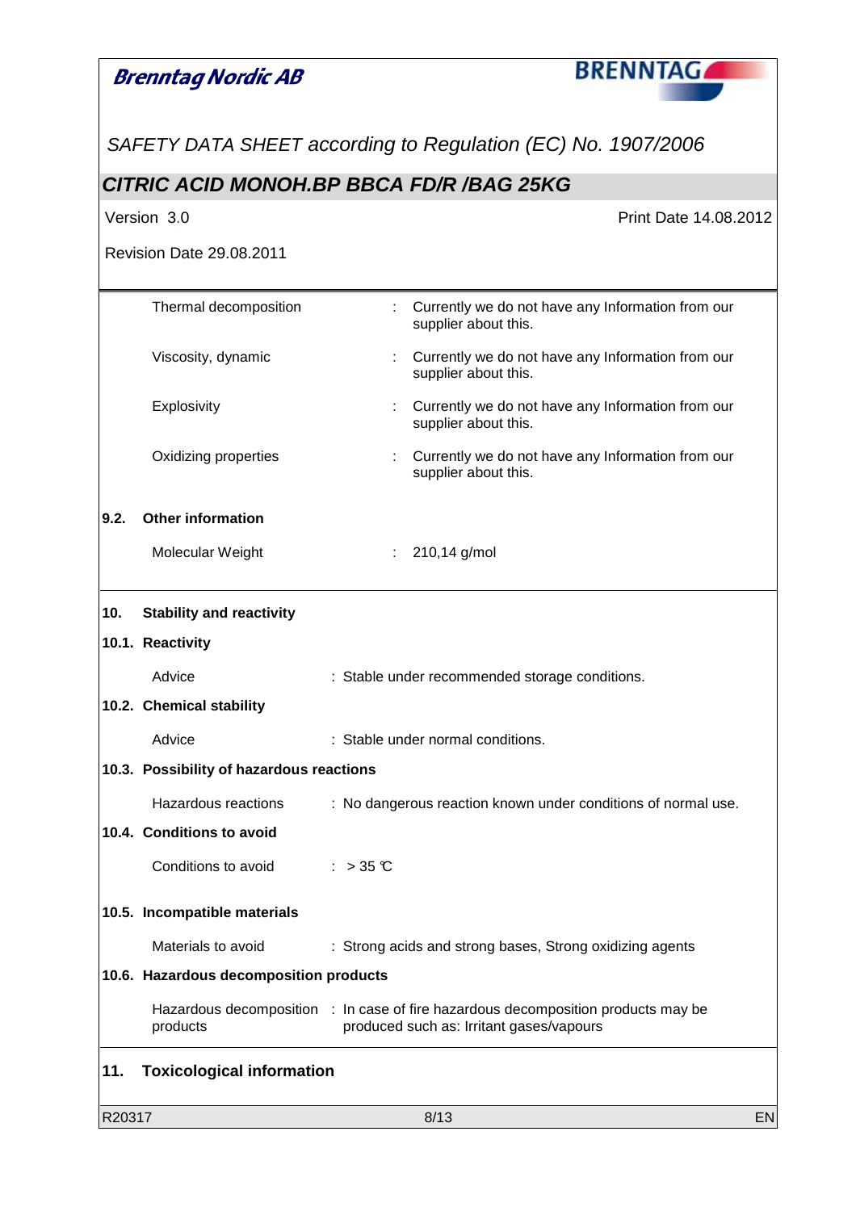| | | |
|---|---|---|
| Thermal decomposition | : | Currently we do not have any Information from our supplier about this. |
| Viscosity, dynamic | : | Currently we do not have any Information from our supplier about this. |
| Explosivity | : | Currently we do not have any Information from our supplier about this. |
| Oxidizing properties | : | Currently we do not have any Information from our supplier about this. |

### 9.2. Other information

| | | |
|---|---|---|
| Molecular Weight | : | 210,14 g/mol |

## 10. Stability and reactivity

### 10.1. Reactivity

Advice : Stable under recommended storage conditions.

### 10.2. Chemical stability

Advice : Stable under normal conditions.

### 10.3. Possibility of hazardous reactions

Hazardous reactions : No dangerous reaction known under conditions of normal use.

### 10.4. Conditions to avoid

Conditions to avoid : > 35 °C

### 10.5. Incompatible materials

Materials to avoid : Strong acids and strong bases, Strong oxidizing agents

### 10.6. Hazardous decomposition products

Hazardous decomposition products : In case of fire hazardous decomposition products may be produced such as: Irritant gases/vapours

## 11. Toxicological information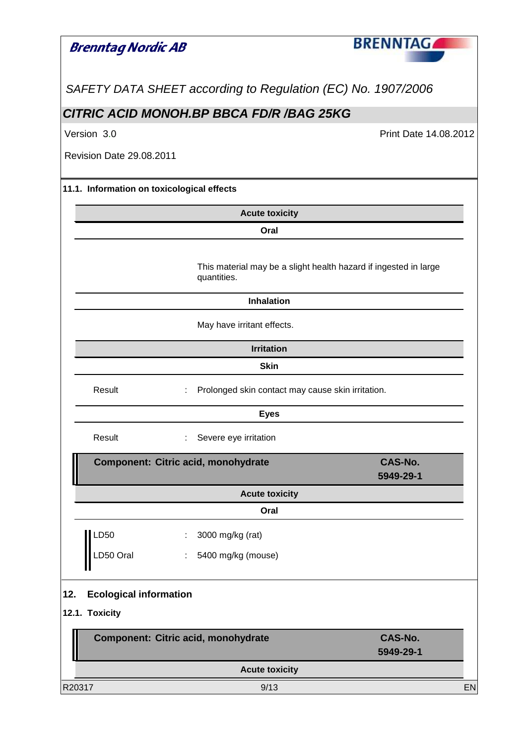### 11.1. Information on toxicological effects

**Acute toxicity**

**Oral**

This material may be a slight health hazard if ingested in large quantities.

**Inhalation**

May have irritant effects.

**Irritation**

**Skin**

| | | |
|---|---|---|
| Result | : | Prolonged skin contact may cause skin irritation. |

**Eyes**

| | | |
|---|---|---|
| Result | : | Severe eye irritation |

**Component: Citric acid, monohydrate** — **CAS-No. 5949-29-1**

**Acute toxicity**

**Oral**

| | | |
|---|---|---|
| LD50 | : | 3000 mg/kg (rat) |
| LD50 Oral | : | 5400 mg/kg (mouse) |

## 12. Ecological information

### 12.1. Toxicity

**Component: Citric acid, monohydrate** — **CAS-No. 5949-29-1**

**Acute toxicity**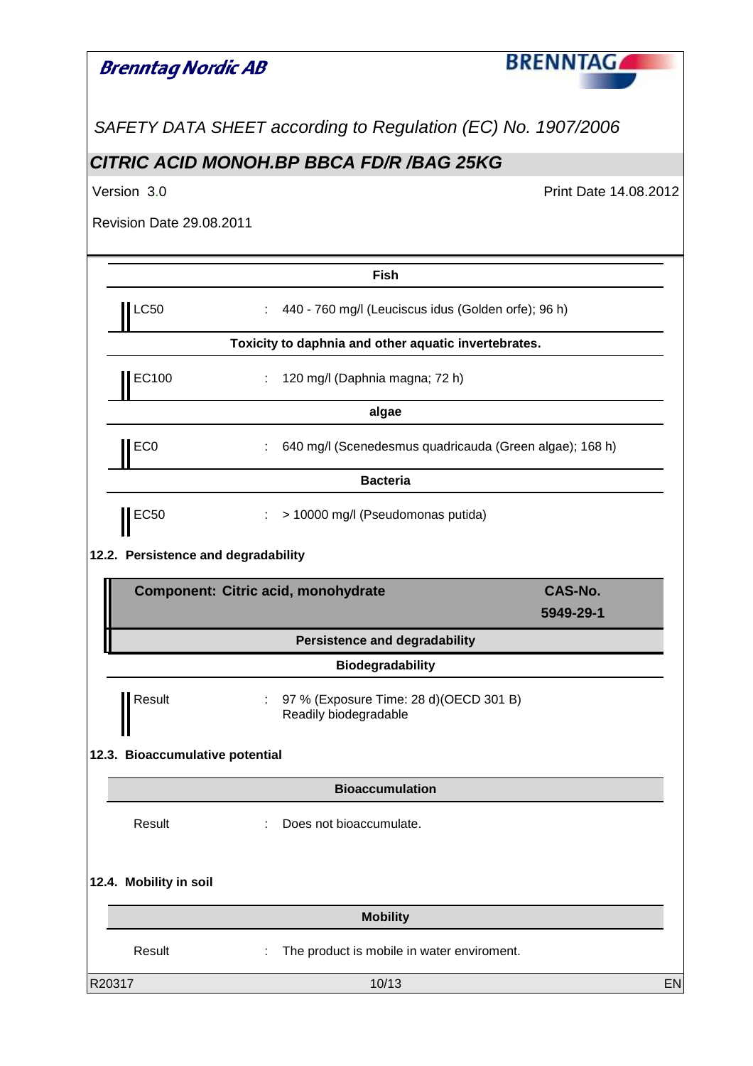**Fish**

| | | |
|---|---|---|
| LC50 | : | 440 - 760 mg/l (Leuciscus idus (Golden orfe); 96 h) |

**Toxicity to daphnia and other aquatic invertebrates.**

| | | |
|---|---|---|
| EC100 | : | 120 mg/l (Daphnia magna; 72 h) |

**algae**

| | | |
|---|---|---|
| EC0 | : | 640 mg/l (Scenedesmus quadricauda (Green algae); 168 h) |

**Bacteria**

| | | |
|---|---|---|
| EC50 | : | > 10000 mg/l (Pseudomonas putida) |

## 12.2. Persistence and degradability

| Component: Citric acid, monohydrate | CAS-No. 5949-29-1 |
|---|---|

**Persistence and degradability**

**Biodegradability**

| | | |
|---|---|---|
| Result | : | 97 % (Exposure Time: 28 d)(OECD 301 B) Readily biodegradable |

## 12.3. Bioaccumulative potential

**Bioaccumulation**

| | | |
|---|---|---|
| Result | : | Does not bioaccumulate. |

## 12.4. Mobility in soil

**Mobility**

| | | |
|---|---|---|
| Result | : | The product is mobile in water enviroment. |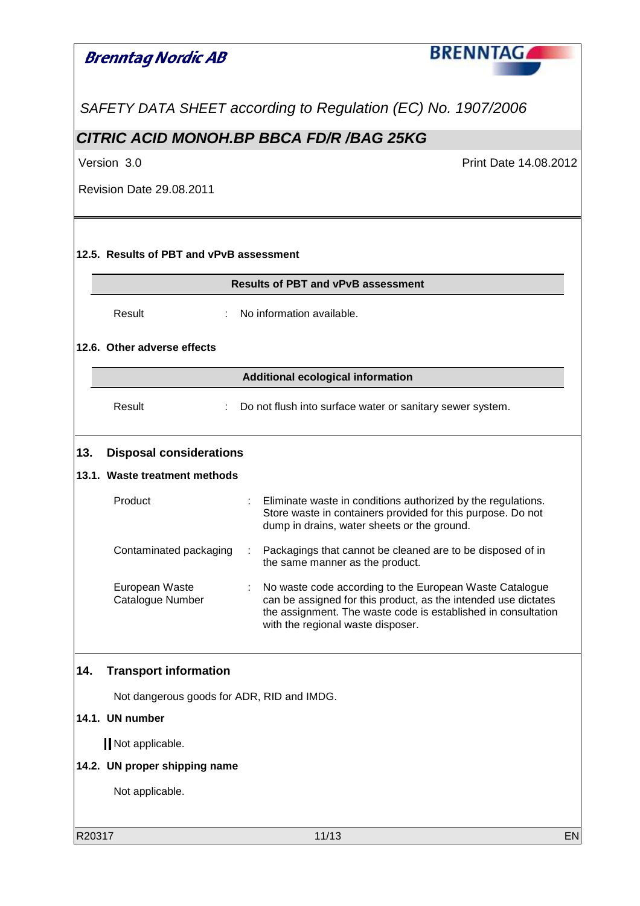### 12.5. Results of PBT and vPvB assessment

| Results of PBT and vPvB assessment | |
|---|---|
| Result | : No information available. |

### 12.6. Other adverse effects

| Additional ecological information | |
|---|---|
| Result | : Do not flush into surface water or sanitary sewer system. |

## 13. Disposal considerations

### 13.1. Waste treatment methods

| | |
|---|---|
| Product | : Eliminate waste in conditions authorized by the regulations. Store waste in containers provided for this purpose. Do not dump in drains, water sheets or the ground. |
| Contaminated packaging | : Packagings that cannot be cleaned are to be disposed of in the same manner as the product. |
| European Waste Catalogue Number | : No waste code according to the European Waste Catalogue can be assigned for this product, as the intended use dictates the assignment. The waste code is established in consultation with the regional waste disposer. |

## 14. Transport information

Not dangerous goods for ADR, RID and IMDG.

### 14.1. UN number

Not applicable.

### 14.2. UN proper shipping name

Not applicable.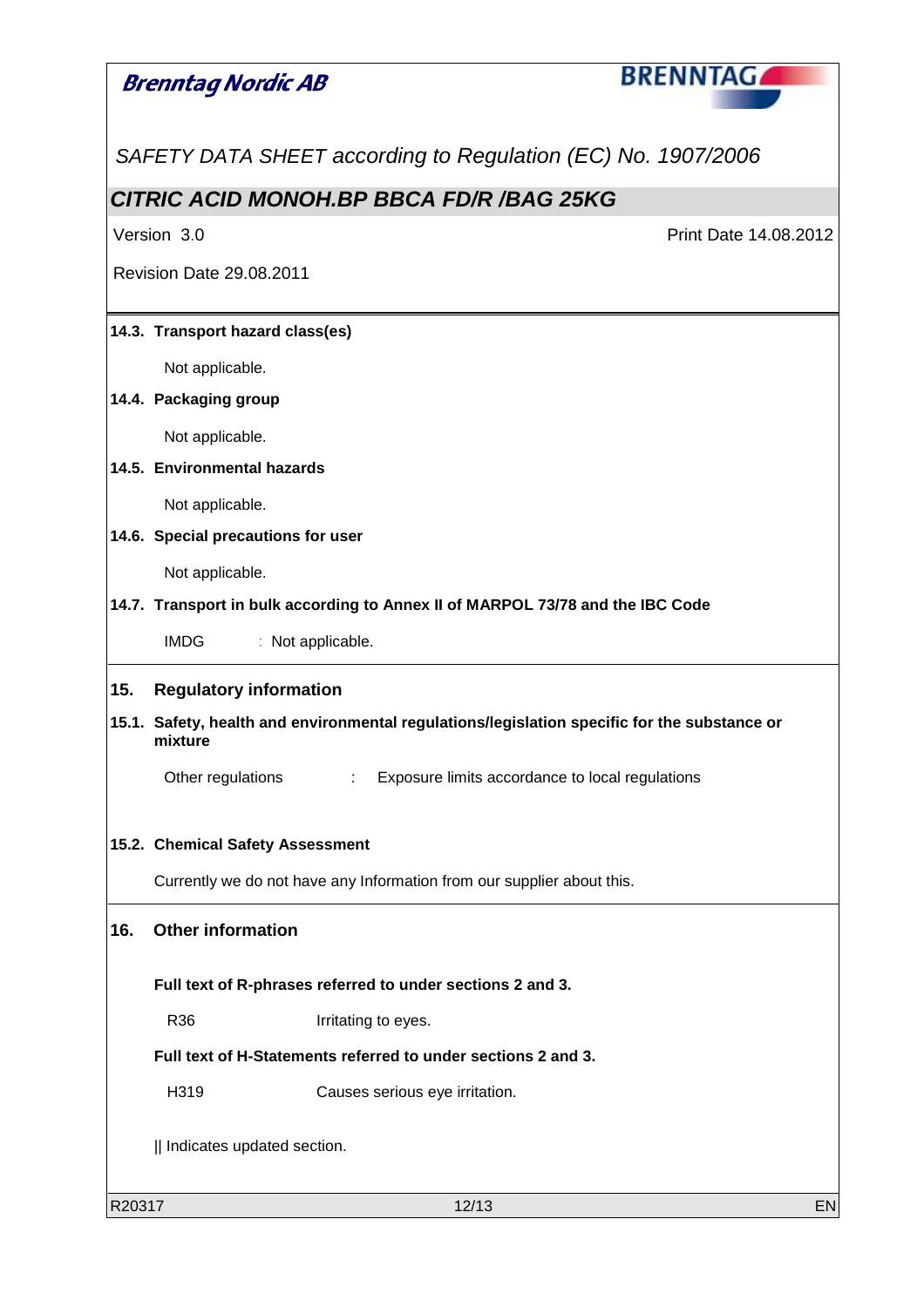#### 14.3. Transport hazard class(es)

Not applicable.

#### 14.4. Packaging group

Not applicable.

#### 14.5. Environmental hazards

Not applicable.

#### 14.6. Special precautions for user

Not applicable.

#### 14.7. Transport in bulk according to Annex II of MARPOL 73/78 and the IBC Code

IMDG : Not applicable.

## 15. Regulatory information

#### 15.1. Safety, health and environmental regulations/legislation specific for the substance or mixture

Other regulations : Exposure limits accordance to local regulations

#### 15.2. Chemical Safety Assessment

Currently we do not have any Information from our supplier about this.

## 16. Other information

**Full text of R-phrases referred to under sections 2 and 3.**

| | |
|---|---|
| R36 | Irritating to eyes. |

**Full text of H-Statements referred to under sections 2 and 3.**

| | |
|---|---|
| H319 | Causes serious eye irritation. |

|| Indicates updated section.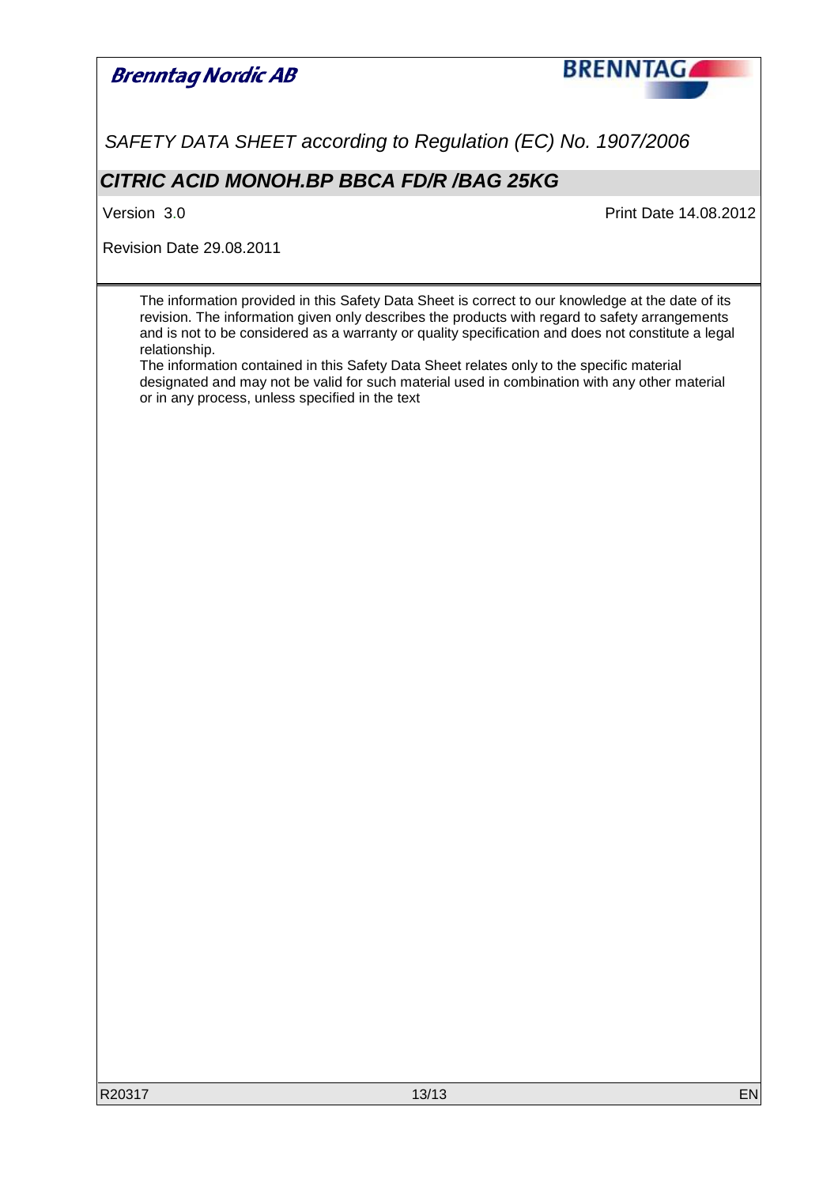The information provided in this Safety Data Sheet is correct to our knowledge at the date of its revision. The information given only describes the products with regard to safety arrangements and is not to be considered as a warranty or quality specification and does not constitute a legal relationship.
The information contained in this Safety Data Sheet relates only to the specific material designated and may not be valid for such material used in combination with any other material or in any process, unless specified in the text